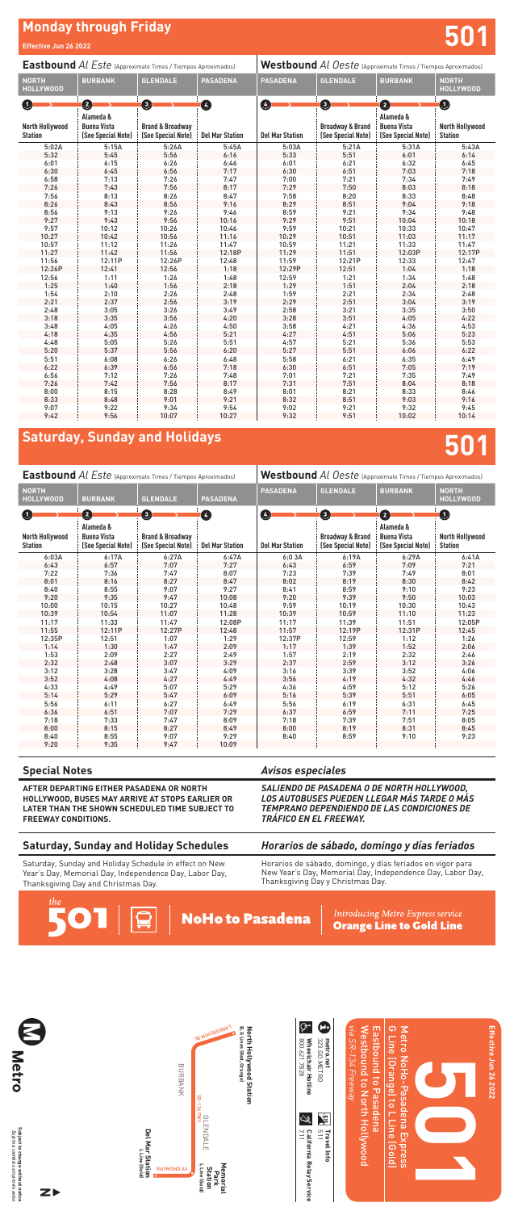# Monday through Friday

**Effective Jun 26 2022**

# 501

| Eastbound *Al Este* (Approximate Times / Tiempos Aproximados) | | | | Westbound *Al Oeste* (Approximate Times / Tiempos Aproximados) | | | |
|---|---|---|---|---|---|---|---|
| NORTH HOLLYWOOD | BURBANK | GLENDALE | PASADENA | PASADENA | GLENDALE | BURBANK | NORTH HOLLYWOOD |
| 1 | 2 | 3 | 4 | 4 | 3 | 2 | 1 |
| North Hollywood Station | Alameda & Buena Vista (See Special Note) | Brand & Broadway (See Special Note) | Del Mar Station | Del Mar Station | Broadway & Brand (See Special Note) | Alameda & Buena Vista (See Special Note) | North Hollywood Station |
| 5:02A | 5:15A | 5:26A | 5:45A | 5:03A | 5:21A | 5:31A | 5:43A |
| 5:32 | 5:45 | 5:56 | 6:16 | 5:33 | 5:51 | 6:01 | 6:14 |
| 6:01 | 6:15 | 6:26 | 6:46 | 6:01 | 6:21 | 6:32 | 6:45 |
| 6:30 | 6:45 | 6:56 | 7:17 | 6:30 | 6:51 | 7:03 | 7:18 |
| 6:58 | 7:13 | 7:26 | 7:47 | 7:00 | 7:21 | 7:34 | 7:49 |
| 7:26 | 7:43 | 7:56 | 8:17 | 7:29 | 7:50 | 8:03 | 8:18 |
| 7:56 | 8:13 | 8:26 | 8:47 | 7:58 | 8:20 | 8:33 | 8:48 |
| 8:26 | 8:43 | 8:56 | 9:16 | 8:29 | 8:51 | 9:04 | 9:18 |
| 8:56 | 9:13 | 9:26 | 9:46 | 8:59 | 9:21 | 9:34 | 9:48 |
| 9:27 | 9:43 | 9:56 | 10:16 | 9:29 | 9:51 | 10:04 | 10:18 |
| 9:57 | 10:12 | 10:26 | 10:46 | 9:59 | 10:21 | 10:33 | 10:47 |
| 10:27 | 10:42 | 10:56 | 11:16 | 10:29 | 10:51 | 11:03 | 11:17 |
| 10:57 | 11:12 | 11:26 | 11:47 | 10:59 | 11:21 | 11:33 | 11:47 |
| 11:27 | 11:42 | 11:56 | 12:18P | 11:29 | 11:51 | 12:03P | 12:17P |
| 11:56 | 12:11P | 12:26P | 12:48 | 11:59 | 12:21P | 12:33 | 12:47 |
| 12:26P | 12:41 | 12:56 | 1:18 | 12:29P | 12:51 | 1:04 | 1:18 |
| 12:56 | 1:11 | 1:26 | 1:48 | 12:59 | 1:21 | 1:34 | 1:48 |
| 1:25 | 1:40 | 1:56 | 2:18 | 1:29 | 1:51 | 2:04 | 2:18 |
| 1:54 | 2:10 | 2:26 | 2:48 | 1:59 | 2:21 | 2:34 | 2:48 |
| 2:21 | 2:37 | 2:56 | 3:19 | 2:29 | 2:51 | 3:04 | 3:19 |
| 2:48 | 3:05 | 3:26 | 3:49 | 2:58 | 3:21 | 3:35 | 3:50 |
| 3:18 | 3:35 | 3:56 | 4:20 | 3:28 | 3:51 | 4:05 | 4:22 |
| 3:48 | 4:05 | 4:26 | 4:50 | 3:58 | 4:21 | 4:36 | 4:53 |
| 4:18 | 4:35 | 4:56 | 5:21 | 4:27 | 4:51 | 5:06 | 5:23 |
| 4:48 | 5:05 | 5:26 | 5:51 | 4:57 | 5:21 | 5:36 | 5:53 |
| 5:20 | 5:37 | 5:56 | 6:20 | 5:27 | 5:51 | 6:06 | 6:22 |
| 5:51 | 6:08 | 6:26 | 6:48 | 5:58 | 6:21 | 6:35 | 6:49 |
| 6:22 | 6:39 | 6:56 | 7:18 | 6:30 | 6:51 | 7:05 | 7:19 |
| 6:56 | 7:12 | 7:26 | 7:48 | 7:01 | 7:21 | 7:35 | 7:49 |
| 7:26 | 7:42 | 7:56 | 8:17 | 7:31 | 7:51 | 8:04 | 8:18 |
| 8:00 | 8:15 | 8:28 | 8:49 | 8:01 | 8:21 | 8:33 | 8:46 |
| 8:33 | 8:48 | 9:01 | 9:21 | 8:32 | 8:51 | 9:03 | 9:16 |
| 9:07 | 9:22 | 9:34 | 9:54 | 9:02 | 9:21 | 9:32 | 9:45 |
| 9:42 | 9:56 | 10:07 | 10:27 | 9:32 | 9:51 | 10:02 | 10:14 |

# Saturday, Sunday and Holidays

# 501

| Eastbound *Al Este* (Approximate Times / Tiempos Aproximados) | | | | Westbound *Al Oeste* (Approximate Times / Tiempos Aproximados) | | | |
|---|---|---|---|---|---|---|---|
| NORTH HOLLYWOOD | BURBANK | GLENDALE | PASADENA | PASADENA | GLENDALE | BURBANK | NORTH HOLLYWOOD |
| 1 | 2 | 3 | 4 | 4 | 3 | 2 | 1 |
| North Hollywood Station | Alameda & Buena Vista (See Special Note) | Brand & Broadway (See Special Note) | Del Mar Station | Del Mar Station | Broadway & Brand (See Special Note) | Alameda & Buena Vista (See Special Note) | North Hollywood Station |
| 6:03A | 6:17A | 6:27A | 6:47A | 6:03A | 6:19A | 6:29A | 6:41A |
| 6:43 | 6:57 | 7:07 | 7:27 | 6:43 | 6:59 | 7:09 | 7:21 |
| 7:22 | 7:36 | 7:47 | 8:07 | 7:23 | 7:39 | 7:49 | 8:01 |
| 8:01 | 8:16 | 8:27 | 8:47 | 8:02 | 8:19 | 8:30 | 8:42 |
| 8:40 | 8:55 | 9:07 | 9:27 | 8:41 | 8:59 | 9:10 | 9:23 |
| 9:20 | 9:35 | 9:47 | 10:08 | 9:20 | 9:39 | 9:50 | 10:03 |
| 10:00 | 10:15 | 10:27 | 10:48 | 9:59 | 10:19 | 10:30 | 10:43 |
| 10:39 | 10:54 | 11:07 | 11:28 | 10:39 | 10:59 | 11:10 | 11:23 |
| 11:17 | 11:33 | 11:47 | 12:08P | 11:17 | 11:39 | 11:51 | 12:05P |
| 11:55 | 12:11P | 12:27P | 12:48 | 11:57 | 12:19P | 12:31P | 12:45 |
| 12:35P | 12:51 | 1:07 | 1:29 | 12:37P | 12:59 | 1:12 | 1:26 |
| 1:14 | 1:30 | 1:47 | 2:09 | 1:17 | 1:39 | 1:52 | 2:06 |
| 1:53 | 2:09 | 2:27 | 2:49 | 1:57 | 2:19 | 2:32 | 2:46 |
| 2:32 | 2:48 | 3:07 | 3:29 | 2:37 | 2:59 | 3:12 | 3:26 |
| 3:12 | 3:28 | 3:47 | 4:09 | 3:16 | 3:39 | 3:52 | 4:06 |
| 3:52 | 4:08 | 4:27 | 4:49 | 3:56 | 4:19 | 4:32 | 4:46 |
| 4:33 | 4:49 | 5:07 | 5:29 | 4:36 | 4:59 | 5:12 | 5:26 |
| 5:14 | 5:29 | 5:47 | 6:09 | 5:16 | 5:39 | 5:51 | 6:05 |
| 5:56 | 6:11 | 6:27 | 6:49 | 5:56 | 6:19 | 6:31 | 6:45 |
| 6:36 | 6:51 | 7:07 | 7:29 | 6:37 | 6:59 | 7:11 | 7:25 |
| 7:18 | 7:33 | 7:47 | 8:09 | 7:18 | 7:39 | 7:51 | 8:05 |
| 8:00 | 8:15 | 8:27 | 8:49 | 8:00 | 8:19 | 8:31 | 8:45 |
| 8:40 | 8:55 | 9:07 | 9:29 | 8:40 | 8:59 | 9:10 | 9:23 |
| 9:20 | 9:35 | 9:47 | 10:09 | | | | |

## Special Notes

**AFTER DEPARTING EITHER PASADENA OR NORTH HOLLYWOOD, BUSES MAY ARRIVE AT STOPS EARLIER OR LATER THAN THE SHOWN SCHEDULED TIME SUBJECT TO FREEWAY CONDITIONS.**

## *Avisos especiales*

***SALIENDO DE PASADENA O DE NORTH HOLLYWOOD, LOS AUTOBUSES PUEDEN LLEGAR MÁS TARDE O MÁS TEMPRANO DEPENDIENDO DE LAS CONDICIONES DE TRÁFICO EN EL FREEWAY.***

## Saturday, Sunday and Holiday Schedules

Saturday, Sunday and Holiday Schedule in effect on New Year's Day, Memorial Day, Independence Day, Labor Day, Thanksgiving Day and Christmas Day.

## *Horarios de sábado, domingo y días feriados*

Horarios de sábado, domingo, y días feriados en vigor para New Year's Day, Memorial Day, Independence Day, Labor Day, Thanksgiving Day y Christmas Day.

the 501 | NoHo to Pasadena | *Introducing Metro Express service* **Orange Line to Gold Line**

Metro

Subject to change without notice
*Sujeto a cambios sin previo aviso*

North Hollywood Station
B, G Lines (Red, Orange)

LANKERSHIM BL

BURBANK

SR-134 FWY

GLENDALE

Memorial Park Station
L Line (Gold)

Del Mar Station
L Line (Gold)

RAYMOND AV

metro.net
323.GO.METRO

Wheelchair Hotline
800.621.7828

Travel Info
511

California Relay Service
711

Effective Jun 26 2022

# 501

Metro NoHo-Pasadena Express
G Line (Orange) to L Line (Gold)

Eastbound to Pasadena
Westbound to North Hollywood
*via SR-134 Freeway*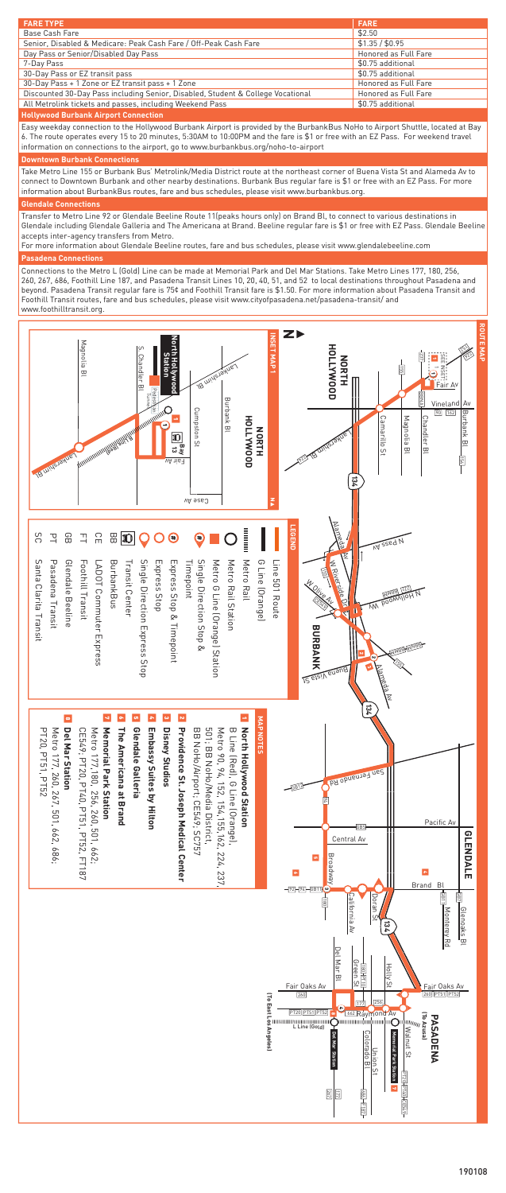| FARE TYPE | FARE |
|---|---|
| Base Cash Fare | $2.50 |
| Senior, Disabled & Medicare: Peak Cash Fare / Off-Peak Cash Fare | $1.35 / $0.95 |
| Day Pass or Senior/Disabled Day Pass | Honored as Full Fare |
| 7-Day Pass | $0.75 additional |
| 30-Day Pass or EZ transit pass | $0.75 additional |
| 30-Day Pass + 1 Zone or EZ transit pass + 1 Zone | Honored as Full Fare |
| Discounted 30-Day Pass including Senior, Disabled, Student & College Vocational | Honored as Full Fare |
| All Metrolink tickets and passes, including Weekend Pass | $0.75 additional |

## Hollywood Burbank Airport Connection

Easy weekday connection to the Hollywood Burbank Airport is provided by the BurbankBus NoHo to Airport Shuttle, located at Bay 6. The route operates every 15 to 20 minutes, 5:30AM to 10:00PM and the fare is $1 or free with an EZ Pass. For weekend travel information on connections to the airport, go to www.burbankbus.org/noho-to-airport

## Downtown Burbank Connections

Take Metro Line 155 or Burbank Bus' Metrolink/Media District route at the northeast corner of Buena Vista St and Alameda Av to connect to Downtown Burbank and other nearby destinations. Burbank Bus regular fare is $1 or free with an EZ Pass. For more information about BurbankBus routes, fare and bus schedules, please visit www.burbankbus.org.

## Glendale Connections

Transfer to Metro Line 92 or Glendale Beeline Route 11(peaks hours only) on Brand Bl, to connect to various destinations in Glendale including Glendale Galleria and The Americana at Brand. Beeline regular fare is $1 or free with EZ Pass. Glendale Beeline accepts inter-agency transfers from Metro.

For more information about Glendale Beeline routes, fare and bus schedules, please visit www.glendalebeeline.com

## Pasadena Connections

Connections to the Metro L (Gold) Line can be made at Memorial Park and Del Mar Stations. Take Metro Lines 177, 180, 256, 260, 267, 686, Foothill Line 187, and Pasadena Transit Lines 10, 20, 40, 51, and 52 to local destinations throughout Pasadena and beyond. Pasadena Transit regular fare is 75¢ and Foothill Transit fare is $1.50. For more information about Pasadena Transit and Foothill Transit routes, fare and bus schedules, please visit www.cityofpasadena.net/pasadena-transit/ and www.foothilltransit.org.

## ROUTE MAP

NORTH HOLLYWOOD
BURBANK
GLENDALE
PASADENA

INSET MAP 1

North Hollywood Station

Bay 13

LEGEND

- Line 501 Route
- G Line (Orange)
- Metro Rail
- Metro Rail Station
- Metro G Line (Orange) Station
- Single Direction Stop & Timepoint
- Express Stop & Timepoint
- Single Direction Express Stop
- Express Stop
- Transit Center
- BB BurbankBus
- CE LADOT Commuter Express
- FT Foothill Transit
- GB Glendale Beeline
- PT Pasadena Transit
- SC Santa Clarita Transit

MAP NOTES

1. **North Hollywood Station**
   B Line (Red), G Line (Orange), Metro 90, 94, 152, 154, 155, 162, 224, 237, 501; BB NoHo/Media District, BB NoHo/Airport; CE549; SC757
2. **Providence St. Joseph Medical Center**
3. **Disney Studios**
4. **Embassy Suites by Hilton**
5. **Glendale Galleria**
6. **The Americana at Brand**
7. **Memorial Park Station**
   Metro 177, 180, 256, 260, 501, 662; CE549, PT20, PT40, PT51, PT52, FT187
8. **Del Mar Station**
   Metro 177, 260, 267, 501, 662, 686; PT20, PT51, PT52

190108